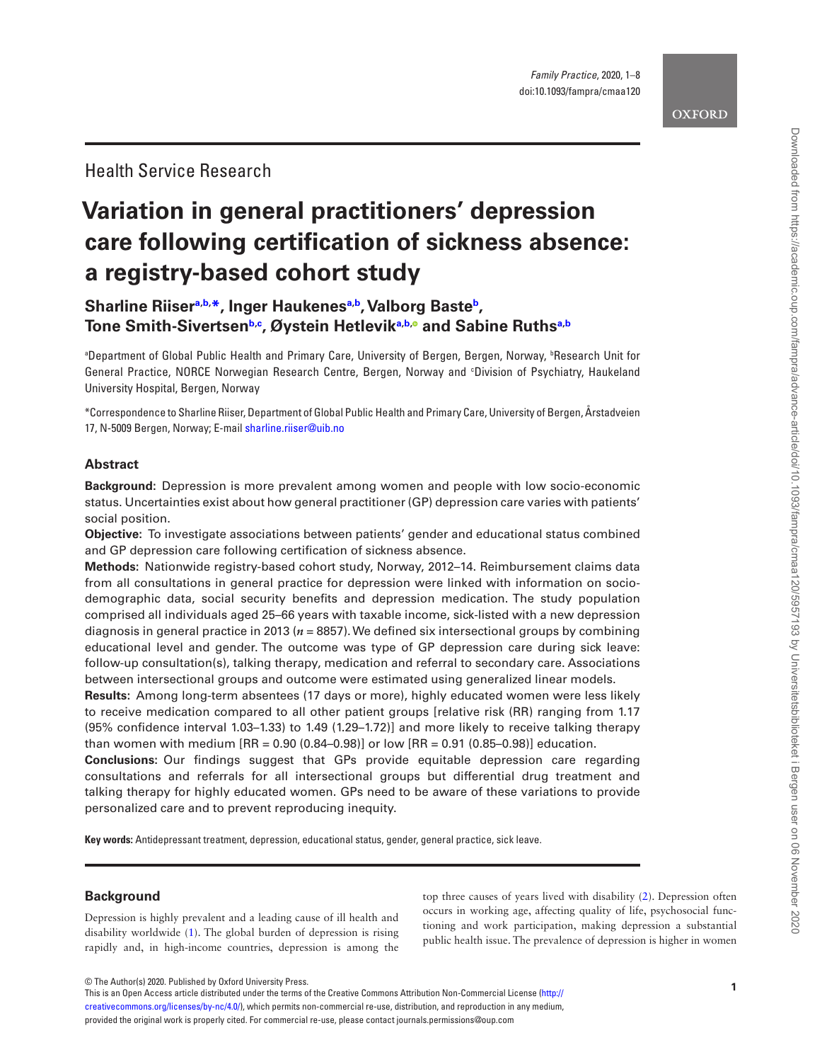Health Service Research

# Variation in general practitioners' depression care following certification of sickness absence: a registry-based cohort study

**Sharline Riiser[a,b,*], Inger Haukenes[a,b], Valborg Baste[b], Tone Smith-Sivertsen[b,c], Øystein Hetlevik[a,b] and Sabine Ruths[a,b]**

[a]Department of Global Public Health and Primary Care, University of Bergen, Bergen, Norway, [b]Research Unit for General Practice, NORCE Norwegian Research Centre, Bergen, Norway and [c]Division of Psychiatry, Haukeland University Hospital, Bergen, Norway

*Correspondence to Sharline Riiser, Department of Global Public Health and Primary Care, University of Bergen, Årstadveien 17, N-5009 Bergen, Norway; E-mail sharline.riiser@uib.no

## Abstract

**Background:** Depression is more prevalent among women and people with low socio-economic status. Uncertainties exist about how general practitioner (GP) depression care varies with patients' social position.

**Objective:** To investigate associations between patients' gender and educational status combined and GP depression care following certification of sickness absence.

**Methods:** Nationwide registry-based cohort study, Norway, 2012–14. Reimbursement claims data from all consultations in general practice for depression were linked with information on socio-demographic data, social security benefits and depression medication. The study population comprised all individuals aged 25–66 years with taxable income, sick-listed with a new depression diagnosis in general practice in 2013 ($n = 8857$). We defined six intersectional groups by combining educational level and gender. The outcome was type of GP depression care during sick leave: follow-up consultation(s), talking therapy, medication and referral to secondary care. Associations between intersectional groups and outcome were estimated using generalized linear models.

**Results:** Among long-term absentees (17 days or more), highly educated women were less likely to receive medication compared to all other patient groups [relative risk (RR) ranging from 1.17 (95% confidence interval 1.03–1.33) to 1.49 (1.29–1.72)] and more likely to receive talking therapy than women with medium [RR = 0.90 (0.84–0.98)] or low [RR = 0.91 (0.85–0.98)] education.

**Conclusions:** Our findings suggest that GPs provide equitable depression care regarding consultations and referrals for all intersectional groups but differential drug treatment and talking therapy for highly educated women. GPs need to be aware of these variations to provide personalized care and to prevent reproducing inequity.

**Key words:** Antidepressant treatment, depression, educational status, gender, general practice, sick leave.

## Background

Depression is highly prevalent and a leading cause of ill health and disability worldwide (1). The global burden of depression is rising rapidly and, in high-income countries, depression is among the top three causes of years lived with disability (2). Depression often occurs in working age, affecting quality of life, psychosocial functioning and work participation, making depression a substantial public health issue. The prevalence of depression is higher in women

© The Author(s) 2020. Published by Oxford University Press.
This is an Open Access article distributed under the terms of the Creative Commons Attribution Non-Commercial License (http://creativecommons.org/licenses/by-nc/4.0/), which permits non-commercial re-use, distribution, and reproduction in any medium, provided the original work is properly cited. For commercial re-use, please contact journals.permissions@oup.com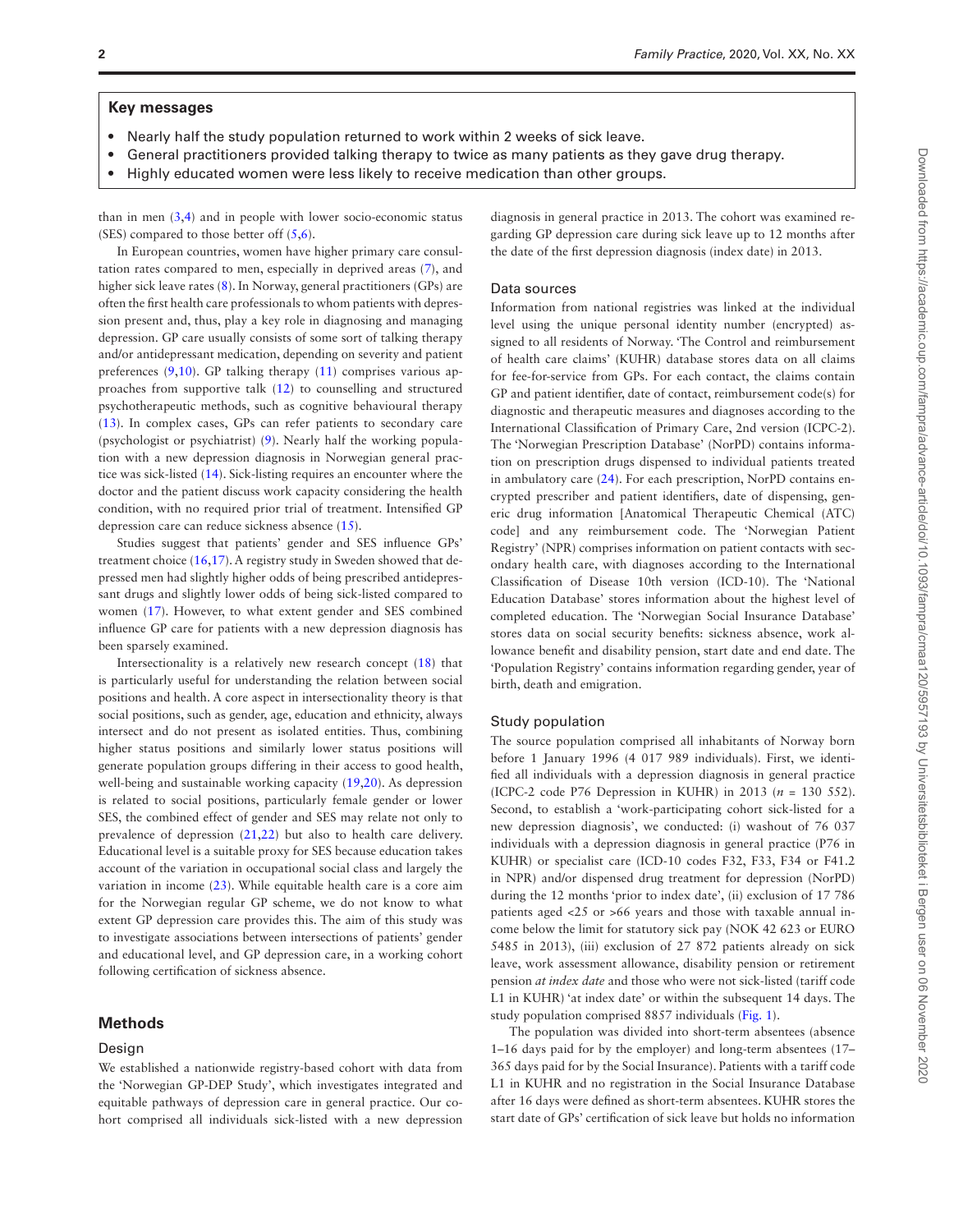## Key messages

- Nearly half the study population returned to work within 2 weeks of sick leave.
- General practitioners provided talking therapy to twice as many patients as they gave drug therapy.
- Highly educated women were less likely to receive medication than other groups.

than in men (3,4) and in people with lower socio-economic status (SES) compared to those better off (5,6).

In European countries, women have higher primary care consultation rates compared to men, especially in deprived areas (7), and higher sick leave rates (8). In Norway, general practitioners (GPs) are often the first health care professionals to whom patients with depression present and, thus, play a key role in diagnosing and managing depression. GP care usually consists of some sort of talking therapy and/or antidepressant medication, depending on severity and patient preferences (9,10). GP talking therapy (11) comprises various approaches from supportive talk (12) to counselling and structured psychotherapeutic methods, such as cognitive behavioural therapy (13). In complex cases, GPs can refer patients to secondary care (psychologist or psychiatrist) (9). Nearly half the working population with a new depression diagnosis in Norwegian general practice was sick-listed (14). Sick-listing requires an encounter where the doctor and the patient discuss work capacity considering the health condition, with no required prior trial of treatment. Intensified GP depression care can reduce sickness absence (15).

Studies suggest that patients' gender and SES influence GPs' treatment choice (16,17). A registry study in Sweden showed that depressed men had slightly higher odds of being prescribed antidepressant drugs and slightly lower odds of being sick-listed compared to women (17). However, to what extent gender and SES combined influence GP care for patients with a new depression diagnosis has been sparsely examined.

Intersectionality is a relatively new research concept (18) that is particularly useful for understanding the relation between social positions and health. A core aspect in intersectionality theory is that social positions, such as gender, age, education and ethnicity, always intersect and do not present as isolated entities. Thus, combining higher status positions and similarly lower status positions will generate population groups differing in their access to good health, well-being and sustainable working capacity (19,20). As depression is related to social positions, particularly female gender or lower SES, the combined effect of gender and SES may relate not only to prevalence of depression (21,22) but also to health care delivery. Educational level is a suitable proxy for SES because education takes account of the variation in occupational social class and largely the variation in income (23). While equitable health care is a core aim for the Norwegian regular GP scheme, we do not know to what extent GP depression care provides this. The aim of this study was to investigate associations between intersections of patients' gender and educational level, and GP depression care, in a working cohort following certification of sickness absence.

## Methods

### Design

We established a nationwide registry-based cohort with data from the 'Norwegian GP-DEP Study', which investigates integrated and equitable pathways of depression care in general practice. Our cohort comprised all individuals sick-listed with a new depression diagnosis in general practice in 2013. The cohort was examined regarding GP depression care during sick leave up to 12 months after the date of the first depression diagnosis (index date) in 2013.

### Data sources

Information from national registries was linked at the individual level using the unique personal identity number (encrypted) assigned to all residents of Norway. 'The Control and reimbursement of health care claims' (KUHR) database stores data on all claims for fee-for-service from GPs. For each contact, the claims contain GP and patient identifier, date of contact, reimbursement code(s) for diagnostic and therapeutic measures and diagnoses according to the International Classification of Primary Care, 2nd version (ICPC-2). The 'Norwegian Prescription Database' (NorPD) contains information on prescription drugs dispensed to individual patients treated in ambulatory care (24). For each prescription, NorPD contains encrypted prescriber and patient identifiers, date of dispensing, generic drug information [Anatomical Therapeutic Chemical (ATC) code] and any reimbursement code. The 'Norwegian Patient Registry' (NPR) comprises information on patient contacts with secondary health care, with diagnoses according to the International Classification of Disease 10th version (ICD-10). The 'National Education Database' stores information about the highest level of completed education. The 'Norwegian Social Insurance Database' stores data on social security benefits: sickness absence, work allowance benefit and disability pension, start date and end date. The 'Population Registry' contains information regarding gender, year of birth, death and emigration.

### Study population

The source population comprised all inhabitants of Norway born before 1 January 1996 (4 017 989 individuals). First, we identified all individuals with a depression diagnosis in general practice (ICPC-2 code P76 Depression in KUHR) in 2013 ($n$ = 130 552). Second, to establish a 'work-participating cohort sick-listed for a new depression diagnosis', we conducted: (i) washout of 76 037 individuals with a depression diagnosis in general practice (P76 in KUHR) or specialist care (ICD-10 codes F32, F33, F34 or F41.2 in NPR) and/or dispensed drug treatment for depression (NorPD) during the 12 months 'prior to index date', (ii) exclusion of 17 786 patients aged <25 or >66 years and those with taxable annual income below the limit for statutory sick pay (NOK 42 623 or EURO 5485 in 2013), (iii) exclusion of 27 872 patients already on sick leave, work assessment allowance, disability pension or retirement pension *at index date* and those who were not sick-listed (tariff code L1 in KUHR) 'at index date' or within the subsequent 14 days. The study population comprised 8857 individuals (Fig. 1).

The population was divided into short-term absentees (absence 1–16 days paid for by the employer) and long-term absentees (17–365 days paid for by the Social Insurance). Patients with a tariff code L1 in KUHR and no registration in the Social Insurance Database after 16 days were defined as short-term absentees. KUHR stores the start date of GPs' certification of sick leave but holds no information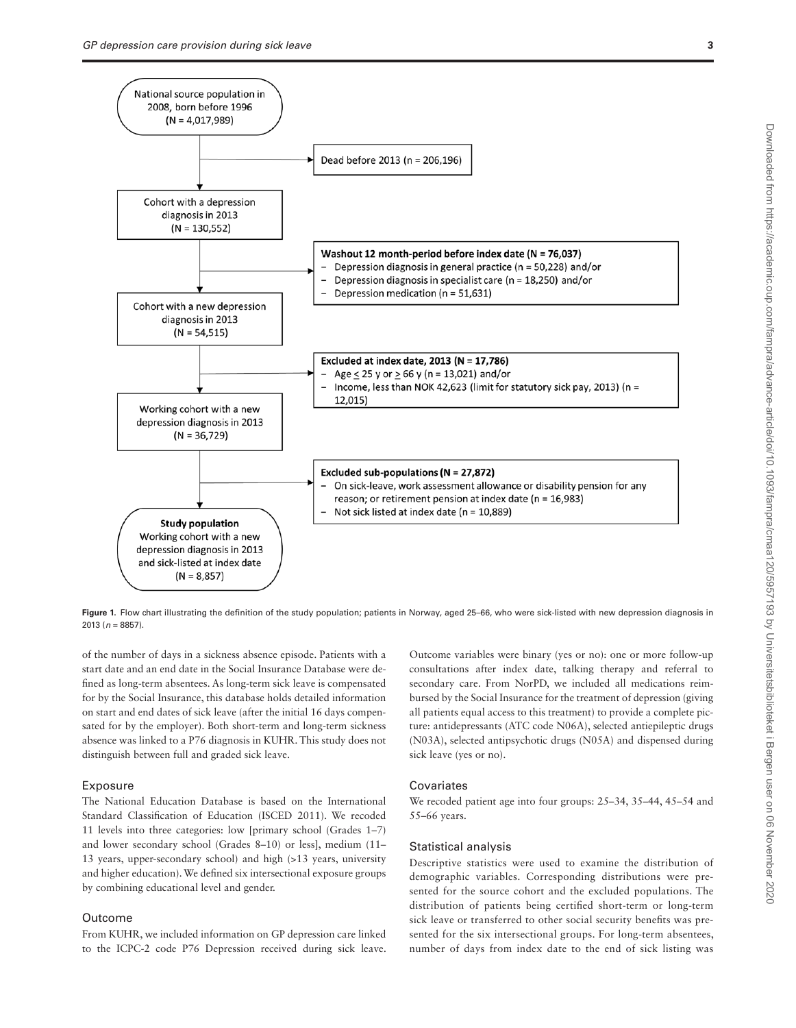National source population in 2008, born before 1996 (N = 4,017,989)

→ Dead before 2013 (n = 206,196)

Cohort with a depression diagnosis in 2013 (N = 130,552)

→ **Washout 12 month-period before index date (N = 76,037)**
- Depression diagnosis in general practice (n = 50,228) and/or
- Depression diagnosis in specialist care (n = 18,250) and/or
- Depression medication (n = 51,631)

Cohort with a new depression diagnosis in 2013 (N = 54,515)

→ **Excluded at index date, 2013 (N = 17,786)**
- Age ≤ 25 y or ≥ 66 y (n = 13,021) and/or
- Income, less than NOK 42,623 (limit for statutory sick pay, 2013) (n = 12,015)

Working cohort with a new depression diagnosis in 2013 (N = 36,729)

→ **Excluded sub-populations (N = 27,872)**
- On sick-leave, work assessment allowance or disability pension for any reason; or retirement pension at index date (n = 16,983)
- Not sick listed at index date (n = 10,889)

**Study population**
Working cohort with a new depression diagnosis in 2013 and sick-listed at index date (N = 8,857)

**Figure 1.** Flow chart illustrating the definition of the study population; patients in Norway, aged 25–66, who were sick-listed with new depression diagnosis in 2013 ($n$ = 8857).

of the number of days in a sickness absence episode. Patients with a start date and an end date in the Social Insurance Database were defined as long-term absentees. As long-term sick leave is compensated for by the Social Insurance, this database holds detailed information on start and end dates of sick leave (after the initial 16 days compensated for by the employer). Both short-term and long-term sickness absence was linked to a P76 diagnosis in KUHR. This study does not distinguish between full and graded sick leave.

### Exposure

The National Education Database is based on the International Standard Classification of Education (ISCED 2011). We recoded 11 levels into three categories: low [primary school (Grades 1–7) and lower secondary school (Grades 8–10) or less], medium (11–13 years, upper-secondary school) and high (>13 years, university and higher education). We defined six intersectional exposure groups by combining educational level and gender.

### Outcome

From KUHR, we included information on GP depression care linked to the ICPC-2 code P76 Depression received during sick leave. Outcome variables were binary (yes or no): one or more follow-up consultations after index date, talking therapy and referral to secondary care. From NorPD, we included all medications reimbursed by the Social Insurance for the treatment of depression (giving all patients equal access to this treatment) to provide a complete picture: antidepressants (ATC code N06A), selected antiepileptic drugs (N03A), selected antipsychotic drugs (N05A) and dispensed during sick leave (yes or no).

### Covariates

We recoded patient age into four groups: 25–34, 35–44, 45–54 and 55–66 years.

### Statistical analysis

Descriptive statistics were used to examine the distribution of demographic variables. Corresponding distributions were presented for the source cohort and the excluded populations. The distribution of patients being certified short-term or long-term sick leave or transferred to other social security benefits was presented for the six intersectional groups. For long-term absentees, number of days from index date to the end of sick listing was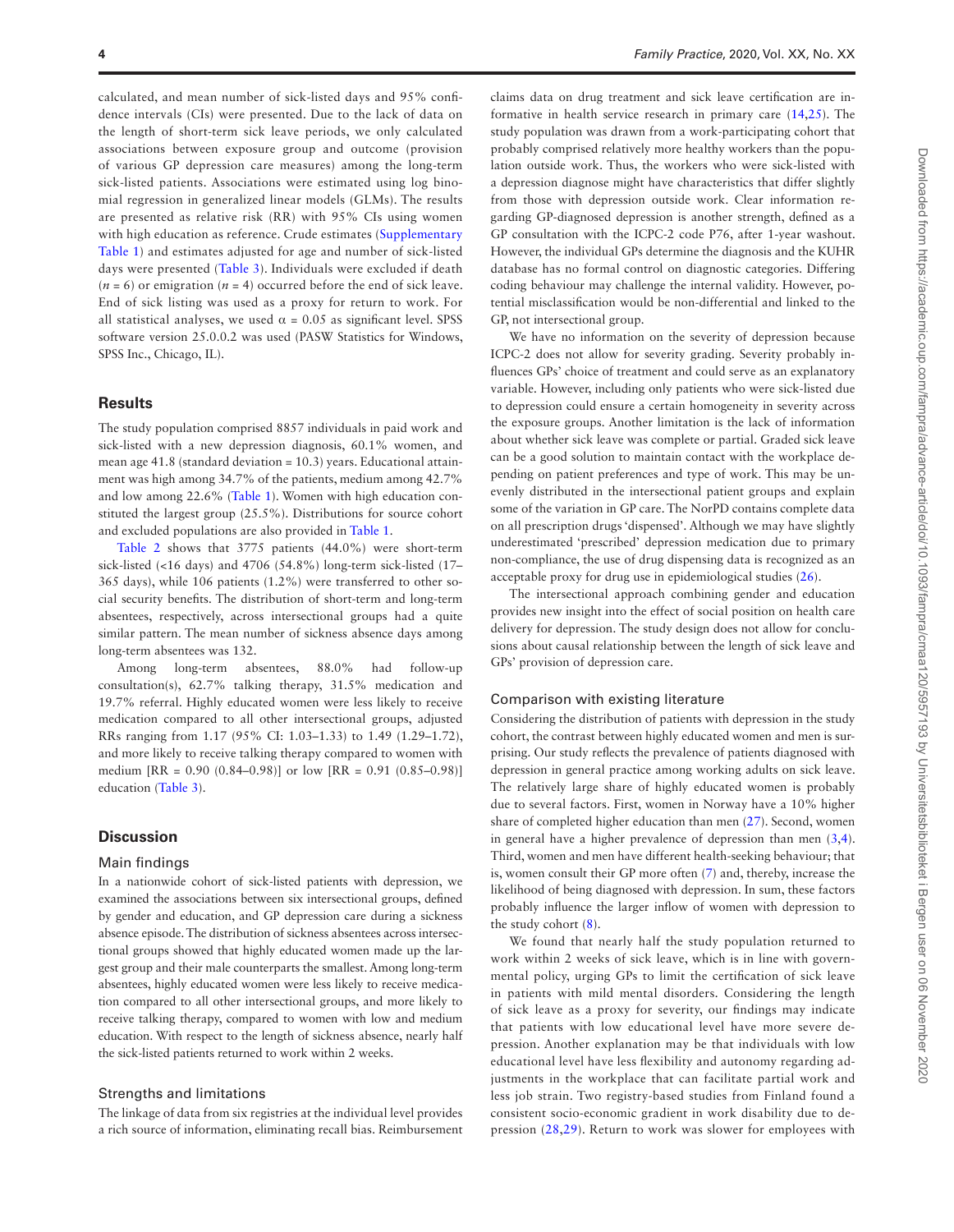calculated, and mean number of sick-listed days and 95% confidence intervals (CIs) were presented. Due to the lack of data on the length of short-term sick leave periods, we only calculated associations between exposure group and outcome (provision of various GP depression care measures) among the long-term sick-listed patients. Associations were estimated using log binomial regression in generalized linear models (GLMs). The results are presented as relative risk (RR) with 95% CIs using women with high education as reference. Crude estimates (Supplementary Table 1) and estimates adjusted for age and number of sick-listed days were presented (Table 3). Individuals were excluded if death ($n = 6$) or emigration ($n = 4$) occurred before the end of sick leave. End of sick listing was used as a proxy for return to work. For all statistical analyses, we used $\alpha = 0.05$ as significant level. SPSS software version 25.0.0.2 was used (PASW Statistics for Windows, SPSS Inc., Chicago, IL).

## Results

The study population comprised 8857 individuals in paid work and sick-listed with a new depression diagnosis, 60.1% women, and mean age 41.8 (standard deviation = 10.3) years. Educational attainment was high among 34.7% of the patients, medium among 42.7% and low among 22.6% (Table 1). Women with high education constituted the largest group (25.5%). Distributions for source cohort and excluded populations are also provided in Table 1.

Table 2 shows that 3775 patients (44.0%) were short-term sick-listed (<16 days) and 4706 (54.8%) long-term sick-listed (17–365 days), while 106 patients (1.2%) were transferred to other social security benefits. The distribution of short-term and long-term absentees, respectively, across intersectional groups had a quite similar pattern. The mean number of sickness absence days among long-term absentees was 132.

Among long-term absentees, 88.0% had follow-up consultation(s), 62.7% talking therapy, 31.5% medication and 19.7% referral. Highly educated women were less likely to receive medication compared to all other intersectional groups, adjusted RRs ranging from 1.17 (95% CI: 1.03–1.33) to 1.49 (1.29–1.72), and more likely to receive talking therapy compared to women with medium [RR = 0.90 (0.84–0.98)] or low [RR = 0.91 (0.85–0.98)] education (Table 3).

## Discussion

### Main findings

In a nationwide cohort of sick-listed patients with depression, we examined the associations between six intersectional groups, defined by gender and education, and GP depression care during a sickness absence episode. The distribution of sickness absentees across intersectional groups showed that highly educated women made up the largest group and their male counterparts the smallest. Among long-term absentees, highly educated women were less likely to receive medication compared to all other intersectional groups, and more likely to receive talking therapy, compared to women with low and medium education. With respect to the length of sickness absence, nearly half the sick-listed patients returned to work within 2 weeks.

### Strengths and limitations

The linkage of data from six registries at the individual level provides a rich source of information, eliminating recall bias. Reimbursement claims data on drug treatment and sick leave certification are informative in health service research in primary care (14,25). The study population was drawn from a work-participating cohort that probably comprised relatively more healthy workers than the population outside work. Thus, the workers who were sick-listed with a depression diagnose might have characteristics that differ slightly from those with depression outside work. Clear information regarding GP-diagnosed depression is another strength, defined as a GP consultation with the ICPC-2 code P76, after 1-year washout. However, the individual GPs determine the diagnosis and the KUHR database has no formal control on diagnostic categories. Differing coding behaviour may challenge the internal validity. However, potential misclassification would be non-differential and linked to the GP, not intersectional group.

We have no information on the severity of depression because ICPC-2 does not allow for severity grading. Severity probably influences GPs' choice of treatment and could serve as an explanatory variable. However, including only patients who were sick-listed due to depression could ensure a certain homogeneity in severity across the exposure groups. Another limitation is the lack of information about whether sick leave was complete or partial. Graded sick leave can be a good solution to maintain contact with the workplace depending on patient preferences and type of work. This may be unevenly distributed in the intersectional patient groups and explain some of the variation in GP care. The NorPD contains complete data on all prescription drugs 'dispensed'. Although we may have slightly underestimated 'prescribed' depression medication due to primary non-compliance, the use of drug dispensing data is recognized as an acceptable proxy for drug use in epidemiological studies (26).

The intersectional approach combining gender and education provides new insight into the effect of social position on health care delivery for depression. The study design does not allow for conclusions about causal relationship between the length of sick leave and GPs' provision of depression care.

### Comparison with existing literature

Considering the distribution of patients with depression in the study cohort, the contrast between highly educated women and men is surprising. Our study reflects the prevalence of patients diagnosed with depression in general practice among working adults on sick leave. The relatively large share of highly educated women is probably due to several factors. First, women in Norway have a 10% higher share of completed higher education than men (27). Second, women in general have a higher prevalence of depression than men (3,4). Third, women and men have different health-seeking behaviour; that is, women consult their GP more often (7) and, thereby, increase the likelihood of being diagnosed with depression. In sum, these factors probably influence the larger inflow of women with depression to the study cohort (8).

We found that nearly half the study population returned to work within 2 weeks of sick leave, which is in line with governmental policy, urging GPs to limit the certification of sick leave in patients with mild mental disorders. Considering the length of sick leave as a proxy for severity, our findings may indicate that patients with low educational level have more severe depression. Another explanation may be that individuals with low educational level have less flexibility and autonomy regarding adjustments in the workplace that can facilitate partial work and less job strain. Two registry-based studies from Finland found a consistent socio-economic gradient in work disability due to depression (28,29). Return to work was slower for employees with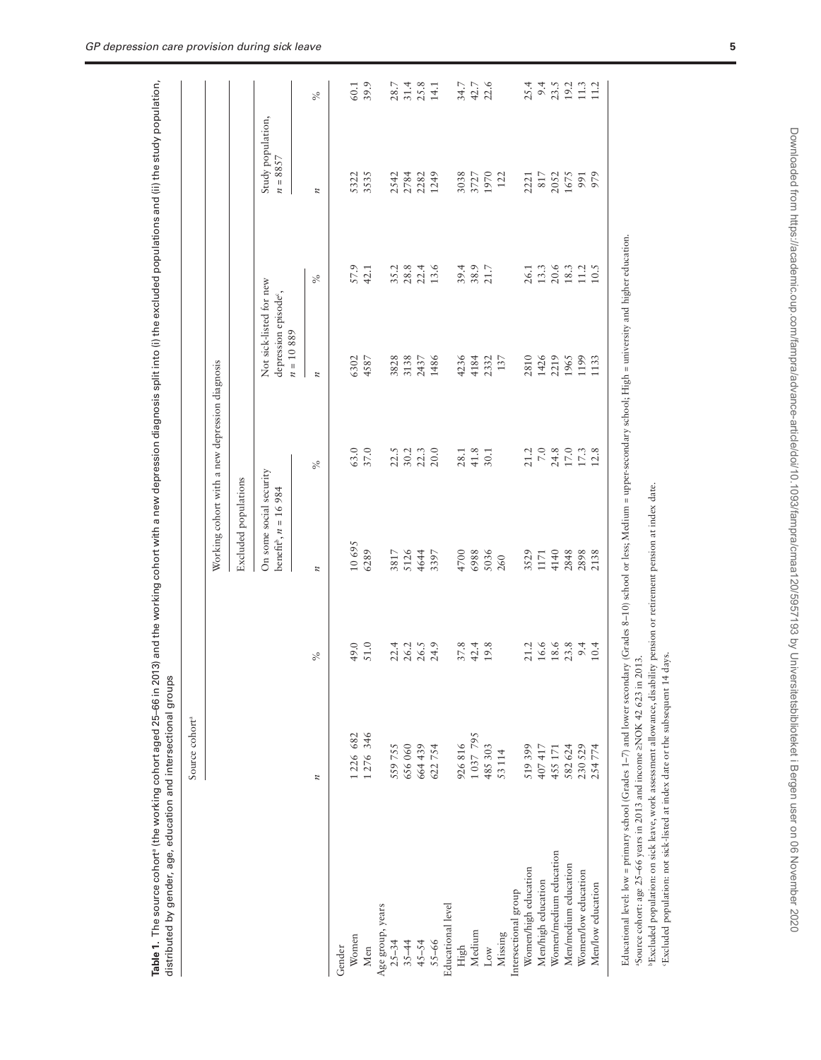**Table 1.** The source cohort[a] (the working cohort aged 25–66 in 2013) and the working cohort with a new depression diagnosis split into (i) the excluded populations and (ii) the study population, distributed by gender, age, education and intersectional groups

| | Source cohort[a] | | Working cohort with a new depression diagnosis | | | | | |
|---|---|---|---|---|---|---|---|---|
| | | | Excluded populations | | | | | |
| | | | On some social security benefit[b], n = 16 984 | | Not sick-listed for new depression episode[c], n = 10 889 | | Study population, n = 8857 | |
| | n | % | n | % | n | % | n | % |
| **Gender** | | | | | | | | |
| Women | 1 226 682 | 49.0 | 10 695 | 63.0 | 6302 | 57.9 | 5322 | 60.1 |
| Men | 1 276 346 | 51.0 | 6289 | 37.0 | 4587 | 42.1 | 3535 | 39.9 |
| **Age group, years** | | | | | | | | |
| 25–34 | 559 755 | 22.4 | 3817 | 22.5 | 3828 | 35.2 | 2542 | 28.7 |
| 35–44 | 656 060 | 26.2 | 5126 | 30.2 | 3138 | 28.8 | 2784 | 31.4 |
| 45–54 | 664 439 | 26.5 | 4644 | 22.3 | 2437 | 22.4 | 2282 | 25.8 |
| 55–66 | 622 754 | 24.9 | 3397 | 20.0 | 1486 | 13.6 | 1249 | 14.1 |
| **Educational level** | | | | | | | | |
| High | 926 816 | 37.8 | 4700 | 28.1 | 4236 | 39.4 | 3038 | 34.7 |
| Medium | 1 037 795 | 42.4 | 6988 | 41.8 | 4184 | 38.9 | 3727 | 42.7 |
| Low | 485 303 | 19.8 | 5036 | 30.1 | 2332 | 21.7 | 1970 | 22.6 |
| Missing | 53 114 | | 260 | | 137 | | 122 | |
| **Intersectional group** | | | | | | | | |
| Women/high education | 519 399 | 21.2 | 3529 | 21.2 | 2810 | 26.1 | 2221 | 25.4 |
| Men/high education | 407 417 | 16.6 | 1171 | 7.0 | 1426 | 13.3 | 817 | 9.4 |
| Women/medium education | 455 171 | 18.6 | 4140 | 24.8 | 2219 | 20.6 | 2052 | 23.5 |
| Men/medium education | 582 624 | 23.8 | 2848 | 17.0 | 1965 | 18.3 | 1675 | 19.2 |
| Women/low education | 230 529 | 9.4 | 2898 | 17.3 | 1199 | 11.2 | 991 | 11.3 |
| Men/low education | 254 774 | 10.4 | 2138 | 12.8 | 1133 | 10.5 | 979 | 11.2 |

Educational level: low = primary school (Grades 1–7) and lower secondary (Grades 8–10) school or less; Medium = upper-secondary school; High = university and higher education.
[a]Source cohort: age 25–66 years in 2013 and income ≥NOK 42 623 in 2013.
[b]Excluded population: on sick leave, work assessment allowance, disability pension or retirement pension at index date.
[c]Excluded population: not sick-listed at index date or the subsequent 14 days.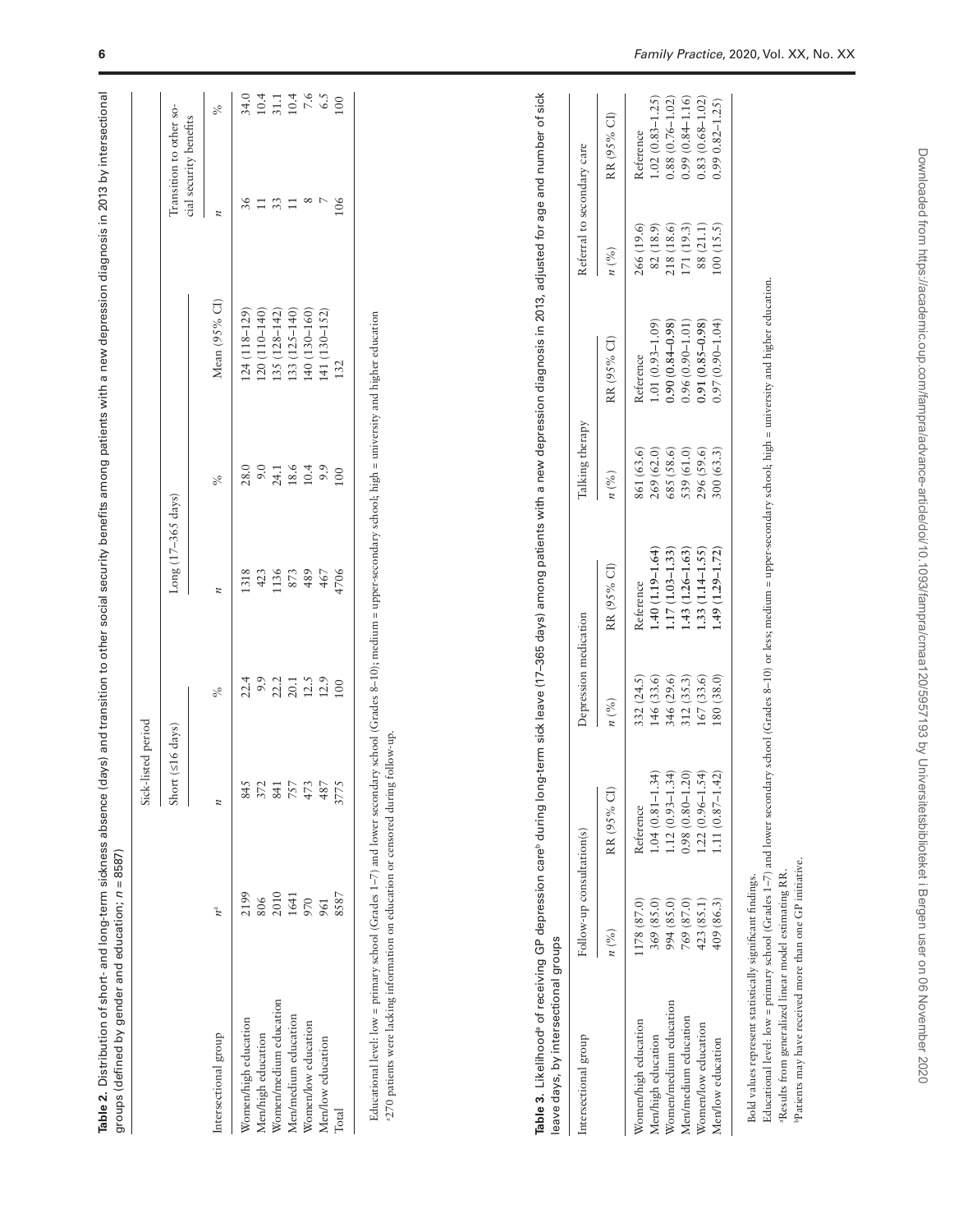**Table 2.** Distribution of short- and long-term sickness absence (days) and transition to other social security benefits among patients with a new depression diagnosis in 2013 by intersectional groups (defined by gender and education; $n = 8587$)

| Intersectional group | $n$[a] | Sick-listed period | | | | | Transition to other social security benefits | |
|---|---|---|---|---|---|---|---|---|
| | | Short (≤16 days) | | Long (17–365 days) | | | | |
| | | $n$ | % | $n$ | % | Mean (95% CI) | $n$ | % |
| Women/high education | 2199 | 845 | 22.4 | 1318 | 28.0 | 124 (118–129) | 36 | 34.0 |
| Men/high education | 806 | 372 | 9.9 | 423 | 9.0 | 120 (110–140) | 11 | 10.4 |
| Women/medium education | 2010 | 841 | 22.2 | 1136 | 24.1 | 135 (128–142) | 33 | 31.1 |
| Men/medium education | 1641 | 757 | 20.1 | 873 | 18.6 | 133 (125–140) | 11 | 10.4 |
| Women/low education | 970 | 473 | 12.5 | 489 | 10.4 | 140 (130–160) | 8 | 7.6 |
| Men/low education | 961 | 487 | 12.9 | 467 | 9.9 | 141 (130–152) | 7 | 6.5 |
| Total | 8587 | 3775 | 100 | 4706 | 100 | 132 | 106 | 100 |

Educational level: low = primary school (Grades 1–7) and lower secondary school (Grades 8–10); medium = upper-secondary school; high = university and higher education.
[a]270 patients were lacking information on education or censored during follow-up.

**Table 3.** Likelihood[a] of receiving GP depression care[b] during long-term sick leave (17–365 days) among patients with a new depression diagnosis in 2013, adjusted for age and number of sick leave days, by intersectional groups

| Intersectional group | Follow-up consultation(s) | | Depression medication | | Talking therapy | | Referral to secondary care | |
|---|---|---|---|---|---|---|---|---|
| | $n$ (%) | RR (95% CI) | $n$ (%) | RR (95% CI) | $n$ (%) | RR (95% CI) | $n$ (%) | RR (95% CI) |
| Women/high education | 1178 (87.0) | Reference | 332 (24.5) | Reference | 861 (63.6) | Reference | 266 (19.6) | Reference |
| Men/high education | 369 (85.0) | 1.04 (0.81–1.34) | 146 (33.6) | **1.40 (1.19–1.64)** | 269 (62.0) | 1.01 (0.93–1.09) | 82 (18.9) | 1.02 (0.83–1.25) |
| Women/medium education | 994 (85.0) | 1.12 (0.93–1.34) | 346 (29.6) | **1.17 (1.03–1.33)** | 685 (58.6) | **0.90 (0.84–0.98)** | 218 (18.6) | 0.88 (0.76–1.02) |
| Men/medium education | 769 (87.0) | 0.98 (0.80–1.20) | 312 (35.3) | **1.43 (1.26–1.63)** | 539 (61.0) | 0.96 (0.90–1.01) | 171 (19.3) | 0.99 (0.84–1.16) |
| Women/low education | 423 (85.1) | 1.22 (0.96–1.54) | 167 (33.6) | **1.33 (1.14–1.55)** | 296 (59.6) | **0.91 (0.85–0.98)** | 88 (21.1) | 0.83 (0.68–1.02) |
| Men/low education | 409 (86.3) | 1.11 (0.87–1.42) | 180 (38.0) | **1.49 (1.29–1.72)** | 300 (63.3) | 0.97 (0.90–1.04) | 100 (15.5) | 0.99 0.82–1.25) |

Bold values represent statistically significant findings.
Educational level: low = primary school (Grades 1–7) and lower secondary school (Grades 8–10) or less; medium = upper-secondary school; high = university and higher education.
[a]Results from generalized linear model estimating RR.
[b]Patients may have received more than one GP initiative.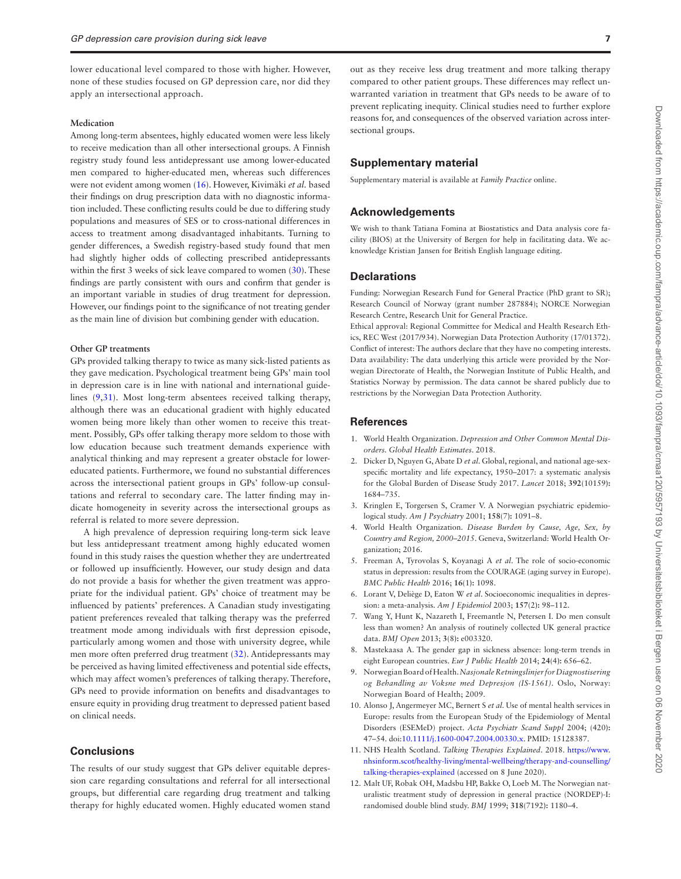lower educational level compared to those with higher. However, none of these studies focused on GP depression care, nor did they apply an intersectional approach.

#### Medication

Among long-term absentees, highly educated women were less likely to receive medication than all other intersectional groups. A Finnish registry study found less antidepressant use among lower-educated men compared to higher-educated men, whereas such differences were not evident among women (16). However, Kivimäki *et al.* based their findings on drug prescription data with no diagnostic information included. These conflicting results could be due to differing study populations and measures of SES or to cross-national differences in access to treatment among disadvantaged inhabitants. Turning to gender differences, a Swedish registry-based study found that men had slightly higher odds of collecting prescribed antidepressants within the first 3 weeks of sick leave compared to women (30). These findings are partly consistent with ours and confirm that gender is an important variable in studies of drug treatment for depression. However, our findings point to the significance of not treating gender as the main line of division but combining gender with education.

#### Other GP treatments

GPs provided talking therapy to twice as many sick-listed patients as they gave medication. Psychological treatment being GPs' main tool in depression care is in line with national and international guidelines (9,31). Most long-term absentees received talking therapy, although there was an educational gradient with highly educated women being more likely than other women to receive this treatment. Possibly, GPs offer talking therapy more seldom to those with low education because such treatment demands experience with analytical thinking and may represent a greater obstacle for lower-educated patients. Furthermore, we found no substantial differences across the intersectional patient groups in GPs' follow-up consultations and referral to secondary care. The latter finding may indicate homogeneity in severity across the intersectional groups as referral is related to more severe depression.

A high prevalence of depression requiring long-term sick leave but less antidepressant treatment among highly educated women found in this study raises the question whether they are undertreated or followed up insufficiently. However, our study design and data do not provide a basis for whether the given treatment was appropriate for the individual patient. GPs' choice of treatment may be influenced by patients' preferences. A Canadian study investigating patient preferences revealed that talking therapy was the preferred treatment mode among individuals with first depression episode, particularly among women and those with university degree, while men more often preferred drug treatment (32). Antidepressants may be perceived as having limited effectiveness and potential side effects, which may affect women's preferences of talking therapy. Therefore, GPs need to provide information on benefits and disadvantages to ensure equity in providing drug treatment to depressed patient based on clinical needs.

## Conclusions

The results of our study suggest that GPs deliver equitable depression care regarding consultations and referral for all intersectional groups, but differential care regarding drug treatment and talking therapy for highly educated women. Highly educated women stand out as they receive less drug treatment and more talking therapy compared to other patient groups. These differences may reflect unwarranted variation in treatment that GPs needs to be aware of to prevent replicating inequity. Clinical studies need to further explore reasons for, and consequences of the observed variation across intersectional groups.

## Supplementary material

Supplementary material is available at *Family Practice* online.

## Acknowledgements

We wish to thank Tatiana Fomina at Biostatistics and Data analysis core facility (BIOS) at the University of Bergen for help in facilitating data. We acknowledge Kristian Jansen for British English language editing.

## Declarations

Funding: Norwegian Research Fund for General Practice (PhD grant to SR); Research Council of Norway (grant number 287884); NORCE Norwegian Research Centre, Research Unit for General Practice.

Ethical approval: Regional Committee for Medical and Health Research Ethics, REC West (2017/934). Norwegian Data Protection Authority (17/01372).

Conflict of interest: The authors declare that they have no competing interests.

Data availability: The data underlying this article were provided by the Norwegian Directorate of Health, the Norwegian Institute of Public Health, and Statistics Norway by permission. The data cannot be shared publicly due to restrictions by the Norwegian Data Protection Authority.

## References

1. World Health Organization. *Depression and Other Common Mental Disorders. Global Health Estimates*. 2018.
2. Dicker D, Nguyen G, Abate D *et al.* Global, regional, and national age-sex-specific mortality and life expectancy, 1950–2017: a systematic analysis for the Global Burden of Disease Study 2017. *Lancet* 2018; **392**(10159)**:** 1684–735.
3. Kringlen E, Torgersen S, Cramer V. A Norwegian psychiatric epidemiological study. *Am J Psychiatry* 2001; **158**(7)**:** 1091–8.
4. World Health Organization. *Disease Burden by Cause, Age, Sex, by Country and Region, 2000–2015*. Geneva, Switzerland: World Health Organization; 2016.
5. Freeman A, Tyrovolas S, Koyanagi A *et al.* The role of socio-economic status in depression: results from the COURAGE (aging survey in Europe). *BMC Public Health* 2016; **16**(1)**:** 1098.
6. Lorant V, Deliège D, Eaton W *et al.* Socioeconomic inequalities in depression: a meta-analysis. *Am J Epidemiol* 2003; **157**(2)**:** 98–112.
7. Wang Y, Hunt K, Nazareth I, Freemantle N, Petersen I. Do men consult less than women? An analysis of routinely collected UK general practice data. *BMJ Open* 2013; **3**(8)**:** e003320.
8. Mastekaasa A. The gender gap in sickness absence: long-term trends in eight European countries. *Eur J Public Health* 2014; **24**(4)**:** 656–62.
9. Norwegian Board of Health. *Nasjonale Retningslinjer for Diagnostisering og Behandling av Voksne med Depresjon (IS-1561)*. Oslo, Norway: Norwegian Board of Health; 2009.
10. Alonso J, Angermeyer MC, Bernert S *et al.* Use of mental health services in Europe: results from the European Study of the Epidemiology of Mental Disorders (ESEMeD) project. *Acta Psychiatr Scand Suppl* 2004; (420)**:** 47–54. doi:10.1111/j.1600-0047.2004.00330.x. PMID: 15128387.
11. NHS Health Scotland. *Talking Therapies Explained*. 2018. https://www.nhsinform.scot/healthy-living/mental-wellbeing/therapy-and-counselling/talking-therapies-explained (accessed on 8 June 2020).
12. Malt UF, Robak OH, Madsbu HP, Bakke O, Loeb M. The Norwegian naturalistic treatment study of depression in general practice (NORDEP)-I: randomised double blind study. *BMJ* 1999; **318**(7192)**:** 1180–4.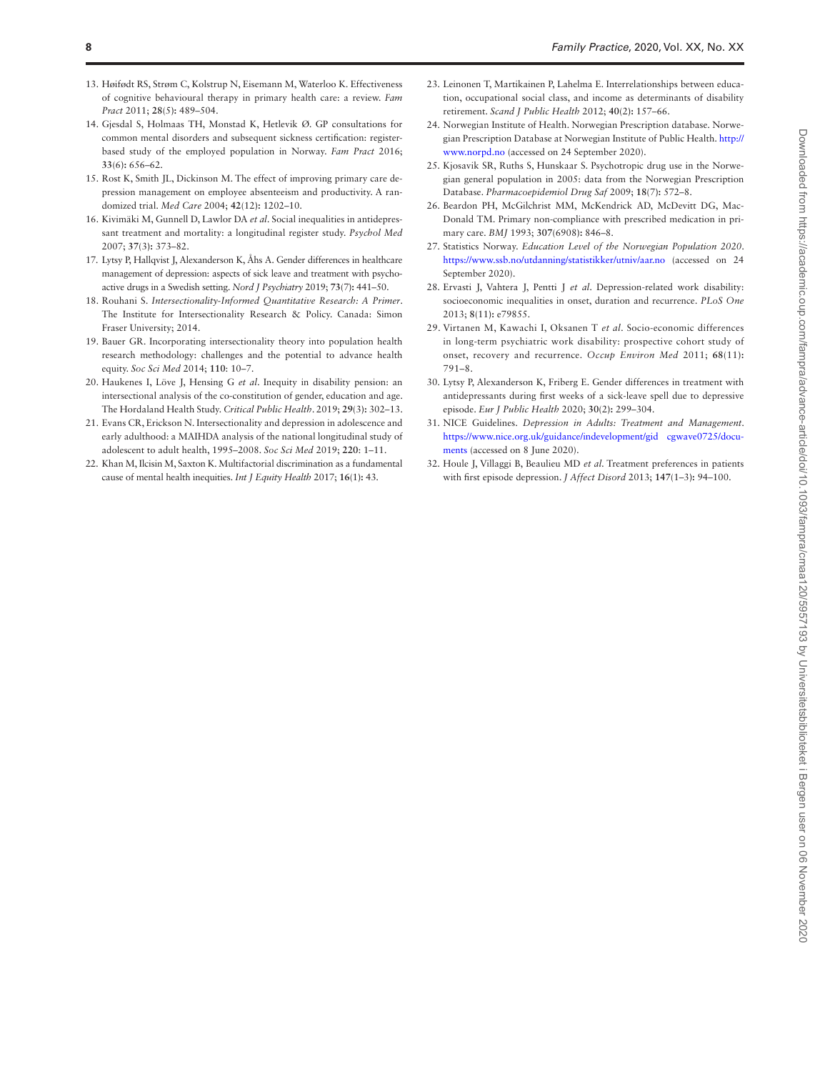13. Høifødt RS, Strøm C, Kolstrup N, Eisemann M, Waterloo K. Effectiveness of cognitive behavioural therapy in primary health care: a review. *Fam Pract* 2011; **28**(5): 489–504.
14. Gjesdal S, Holmaas TH, Monstad K, Hetlevik Ø. GP consultations for common mental disorders and subsequent sickness certification: register-based study of the employed population in Norway. *Fam Pract* 2016; **33**(6): 656–62.
15. Rost K, Smith JL, Dickinson M. The effect of improving primary care depression management on employee absenteeism and productivity. A randomized trial. *Med Care* 2004; **42**(12): 1202–10.
16. Kivimäki M, Gunnell D, Lawlor DA *et al*. Social inequalities in antidepressant treatment and mortality: a longitudinal register study. *Psychol Med* 2007; **37**(3): 373–82.
17. Lytsy P, Hallqvist J, Alexanderson K, Åhs A. Gender differences in healthcare management of depression: aspects of sick leave and treatment with psychoactive drugs in a Swedish setting. *Nord J Psychiatry* 2019; **73**(7): 441–50.
18. Rouhani S. *Intersectionality-Informed Quantitative Research: A Primer*. The Institute for Intersectionality Research & Policy. Canada: Simon Fraser University; 2014.
19. Bauer GR. Incorporating intersectionality theory into population health research methodology: challenges and the potential to advance health equity. *Soc Sci Med* 2014; **110**: 10–7.
20. Haukenes I, Löve J, Hensing G *et al*. Inequity in disability pension: an intersectional analysis of the co-constitution of gender, education and age. The Hordaland Health Study. *Critical Public Health*. 2019; **29**(3): 302–13.
21. Evans CR, Erickson N. Intersectionality and depression in adolescence and early adulthood: a MAIHDA analysis of the national longitudinal study of adolescent to adult health, 1995–2008. *Soc Sci Med* 2019; **220**: 1–11.
22. Khan M, Ilcisin M, Saxton K. Multifactorial discrimination as a fundamental cause of mental health inequities. *Int J Equity Health* 2017; **16**(1): 43.
23. Leinonen T, Martikainen P, Lahelma E. Interrelationships between education, occupational social class, and income as determinants of disability retirement. *Scand J Public Health* 2012; **40**(2): 157–66.
24. Norwegian Institute of Health. Norwegian Prescription database. Norwegian Prescription Database at Norwegian Institute of Public Health. http://www.norpd.no (accessed on 24 September 2020).
25. Kjosavik SR, Ruths S, Hunskaar S. Psychotropic drug use in the Norwegian general population in 2005: data from the Norwegian Prescription Database. *Pharmacoepidemiol Drug Saf* 2009; **18**(7): 572–8.
26. Beardon PH, McGilchrist MM, McKendrick AD, McDevitt DG, MacDonald TM. Primary non-compliance with prescribed medication in primary care. *BMJ* 1993; **307**(6908): 846–8.
27. Statistics Norway. *Education Level of the Norwegian Population 2020*. https://www.ssb.no/utdanning/statistikker/utniv/aar.no (accessed on 24 September 2020).
28. Ervasti J, Vahtera J, Pentti J *et al*. Depression-related work disability: socioeconomic inequalities in onset, duration and recurrence. *PLoS One* 2013; **8**(11): e79855.
29. Virtanen M, Kawachi I, Oksanen T *et al*. Socio-economic differences in long-term psychiatric work disability: prospective cohort study of onset, recovery and recurrence. *Occup Environ Med* 2011; **68**(11): 791–8.
30. Lytsy P, Alexanderson K, Friberg E. Gender differences in treatment with antidepressants during first weeks of a sick-leave spell due to depressive episode. *Eur J Public Health* 2020; **30**(2): 299–304.
31. NICE Guidelines. *Depression in Adults: Treatment and Management*. https://www.nice.org.uk/guidance/indevelopment/gid cgwave0725/documents (accessed on 8 June 2020).
32. Houle J, Villaggi B, Beaulieu MD *et al*. Treatment preferences in patients with first episode depression. *J Affect Disord* 2013; **147**(1–3): 94–100.